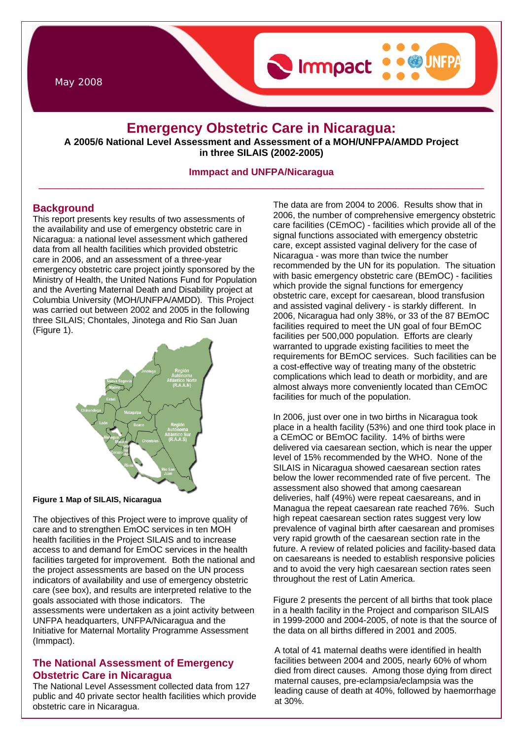May 2008

# Emergency Obstetric Care in Nicaragua:

**A 2005/6 National Level Assessment and Assessment of a MOH/UNFPA/AMDD Project in three SILAIS (2002-2005)**

**Immpact and UNFPA/Nicaragua**

## Background

This report presents key results of two assessments of the availability and use of emergency obstetric care in Nicaragua: a national level assessment which gathered data from all health facilities which provided obstetric care in 2006, and an assessment of a three-year emergency obstetric care project jointly sponsored by the Ministry of Health, the United Nations Fund for Population and the Averting Maternal Death and Disability project at Columbia University (MOH/UNFPA/AMDD). This Project was carried out between 2002 and 2005 in the following three SILAIS; Chontales, Jinotega and Rio San Juan (Figure 1).

**Figure 1 Map of SILAIS, Nicaragua**

The objectives of this Project were to improve quality of care and to strengthen EmOC services in ten MOH health facilities in the Project SILAIS and to increase access to and demand for EmOC services in the health facilities targeted for improvement. Both the national and the project assessments are based on the UN process indicators of availability and use of emergency obstetric care (see box), and results are interpreted relative to the goals associated with those indicators. The assessments were undertaken as a joint activity between UNFPA headquarters, UNFPA/Nicaragua and the Initiative for Maternal Mortality Programme Assessment (Immpact).

## The National Assessment of Emergency Obstetric Care in Nicaragua

The National Level Assessment collected data from 127 public and 40 private sector health facilities which provide obstetric care in Nicaragua.

The data are from 2004 to 2006. Results show that in 2006, the number of comprehensive emergency obstetric care facilities (CEmOC) - facilities which provide all of the signal functions associated with emergency obstetric care, except assisted vaginal delivery for the case of Nicaragua - was more than twice the number recommended by the UN for its population. The situation with basic emergency obstetric care (BEmOC) - facilities which provide the signal functions for emergency obstetric care, except for caesarean, blood transfusion and assisted vaginal delivery - is starkly different. In 2006, Nicaragua had only 38%, or 33 of the 87 BEmOC facilities required to meet the UN goal of four BEmOC facilities per 500,000 population. Efforts are clearly warranted to upgrade existing facilities to meet the requirements for BEmOC services. Such facilities can be a cost-effective way of treating many of the obstetric complications which lead to death or morbidity, and are almost always more conveniently located than CEmOC facilities for much of the population.

In 2006, just over one in two births in Nicaragua took place in a health facility (53%) and one third took place in a CEmOC or BEmOC facility. 14% of births were delivered via caesarean section, which is near the upper level of 15% recommended by the WHO. None of the SILAIS in Nicaragua showed caesarean section rates below the lower recommended rate of five percent. The assessment also showed that among caesarean deliveries, half (49%) were repeat caesareans, and in Managua the repeat caesarean rate reached 76%. Such high repeat caesarean section rates suggest very low prevalence of vaginal birth after caesarean and promises very rapid growth of the caesarean section rate in the future. A review of related policies and facility-based data on caesareans is needed to establish responsive policies and to avoid the very high caesarean section rates seen throughout the rest of Latin America.

Figure 2 presents the percent of all births that took place in a health facility in the Project and comparison SILAIS in 1999-2000 and 2004-2005, of note is that the source of the data on all births differed in 2001 and 2005.

A total of 41 maternal deaths were identified in health facilities between 2004 and 2005, nearly 60% of whom died from direct causes. Among those dying from direct maternal causes, pre-eclampsia/eclampsia was the leading cause of death at 40%, followed by haemorrhage at 30%.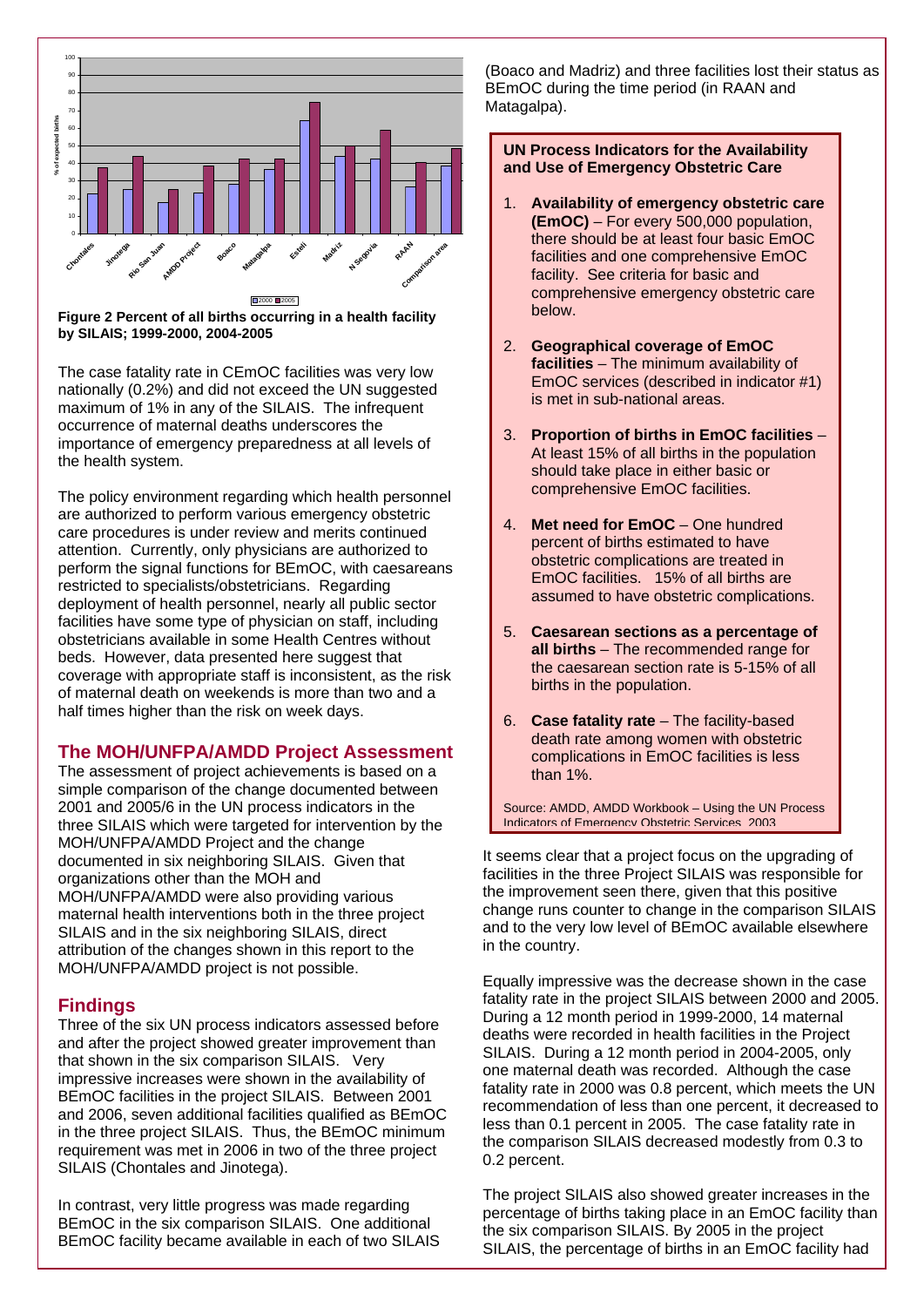**Figure 2 Percent of all births occurring in a health facility by SILAIS; 1999-2000, 2004-2005**

The case fatality rate in CEmOC facilities was very low nationally (0.2%) and did not exceed the UN suggested maximum of 1% in any of the SILAIS. The infrequent occurrence of maternal deaths underscores the importance of emergency preparedness at all levels of the health system.

The policy environment regarding which health personnel are authorized to perform various emergency obstetric care procedures is under review and merits continued attention. Currently, only physicians are authorized to perform the signal functions for BEmOC, with caesareans restricted to specialists/obstetricians. Regarding deployment of health personnel, nearly all public sector facilities have some type of physician on staff, including obstetricians available in some Health Centres without beds. However, data presented here suggest that coverage with appropriate staff is inconsistent, as the risk of maternal death on weekends is more than two and a half times higher than the risk on week days.

## The MOH/UNFPA/AMDD Project Assessment

The assessment of project achievements is based on a simple comparison of the change documented between 2001 and 2005/6 in the UN process indicators in the three SILAIS which were targeted for intervention by the MOH/UNFPA/AMDD Project and the change documented in six neighboring SILAIS. Given that organizations other than the MOH and MOH/UNFPA/AMDD were also providing various maternal health interventions both in the three project SILAIS and in the six neighboring SILAIS, direct attribution of the changes shown in this report to the MOH/UNFPA/AMDD project is not possible.

## Findings

Three of the six UN process indicators assessed before and after the project showed greater improvement than that shown in the six comparison SILAIS. Very impressive increases were shown in the availability of BEmOC facilities in the project SILAIS. Between 2001 and 2006, seven additional facilities qualified as BEmOC in the three project SILAIS. Thus, the BEmOC minimum requirement was met in 2006 in two of the three project SILAIS (Chontales and Jinotega).

In contrast, very little progress was made regarding BEmOC in the six comparison SILAIS. One additional BEmOC facility became available in each of two SILAIS (Boaco and Madriz) and three facilities lost their status as BEmOC during the time period (in RAAN and Matagalpa).

**UN Process Indicators for the Availability and Use of Emergency Obstetric Care**

1. **Availability of emergency obstetric care (EmOC)** – For every 500,000 population, there should be at least four basic EmOC facilities and one comprehensive EmOC facility. See criteria for basic and comprehensive emergency obstetric care below.
2. **Geographical coverage of EmOC facilities** – The minimum availability of EmOC services (described in indicator #1) is met in sub-national areas.
3. **Proportion of births in EmOC facilities** – At least 15% of all births in the population should take place in either basic or comprehensive EmOC facilities.
4. **Met need for EmOC** – One hundred percent of births estimated to have obstetric complications are treated in EmOC facilities. 15% of all births are assumed to have obstetric complications.
5. **Caesarean sections as a percentage of all births** – The recommended range for the caesarean section rate is 5-15% of all births in the population.
6. **Case fatality rate** – The facility-based death rate among women with obstetric complications in EmOC facilities is less than 1%.

Source: AMDD, AMDD Workbook – Using the UN Process Indicators of Emergency Obstetric Services, 2003

It seems clear that a project focus on the upgrading of facilities in the three Project SILAIS was responsible for the improvement seen there, given that this positive change runs counter to change in the comparison SILAIS and to the very low level of BEmOC available elsewhere in the country.

Equally impressive was the decrease shown in the case fatality rate in the project SILAIS between 2000 and 2005. During a 12 month period in 1999-2000, 14 maternal deaths were recorded in health facilities in the Project SILAIS. During a 12 month period in 2004-2005, only one maternal death was recorded. Although the case fatality rate in 2000 was 0.8 percent, which meets the UN recommendation of less than one percent, it decreased to less than 0.1 percent in 2005. The case fatality rate in the comparison SILAIS decreased modestly from 0.3 to 0.2 percent.

The project SILAIS also showed greater increases in the percentage of births taking place in an EmOC facility than the six comparison SILAIS. By 2005 in the project SILAIS, the percentage of births in an EmOC facility had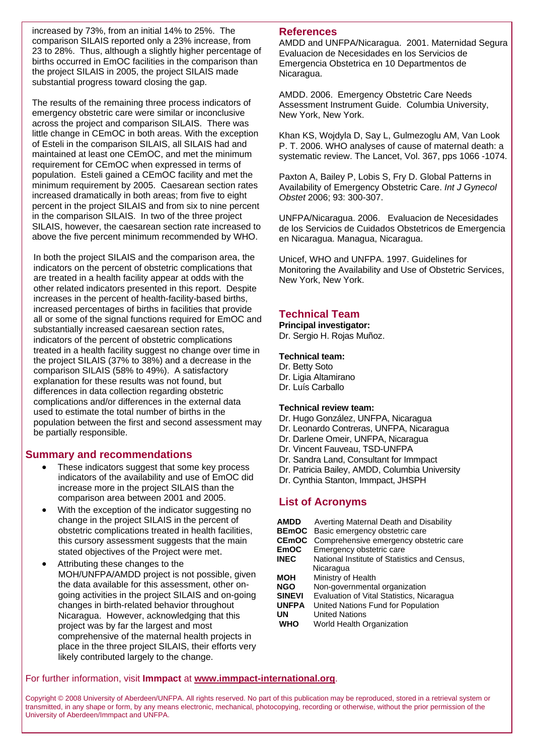increased by 73%, from an initial 14% to 25%. The comparison SILAIS reported only a 23% increase, from 23 to 28%. Thus, although a slightly higher percentage of births occurred in EmOC facilities in the comparison than the project SILAIS in 2005, the project SILAIS made substantial progress toward closing the gap.

The results of the remaining three process indicators of emergency obstetric care were similar or inconclusive across the project and comparison SILAIS. There was little change in CEmOC in both areas. With the exception of Esteli in the comparison SILAIS, all SILAIS had and maintained at least one CEmOC, and met the minimum requirement for CEmOC when expressed in terms of population. Esteli gained a CEmOC facility and met the minimum requirement by 2005. Caesarean section rates increased dramatically in both areas; from five to eight percent in the project SILAIS and from six to nine percent in the comparison SILAIS. In two of the three project SILAIS, however, the caesarean section rate increased to above the five percent minimum recommended by WHO.

In both the project SILAIS and the comparison area, the indicators on the percent of obstetric complications that are treated in a health facility appear at odds with the other related indicators presented in this report. Despite increases in the percent of health-facility-based births, increased percentages of births in facilities that provide all or some of the signal functions required for EmOC and substantially increased caesarean section rates, indicators of the percent of obstetric complications treated in a health facility suggest no change over time in the project SILAIS (37% to 38%) and a decrease in the comparison SILAIS (58% to 49%). A satisfactory explanation for these results was not found, but differences in data collection regarding obstetric complications and/or differences in the external data used to estimate the total number of births in the population between the first and second assessment may be partially responsible.

## Summary and recommendations

- These indicators suggest that some key process indicators of the availability and use of EmOC did increase more in the project SILAIS than the comparison area between 2001 and 2005.
- With the exception of the indicator suggesting no change in the project SILAIS in the percent of obstetric complications treated in health facilities, this cursory assessment suggests that the main stated objectives of the Project were met.
- Attributing these changes to the MOH/UNFPA/AMDD project is not possible, given the data available for this assessment, other on-going activities in the project SILAIS and on-going changes in birth-related behavior throughout Nicaragua. However, acknowledging that this project was by far the largest and most comprehensive of the maternal health projects in place in the three project SILAIS, their efforts very likely contributed largely to the change.

## References

AMDD and UNFPA/Nicaragua. 2001. Maternidad Segura Evaluacion de Necesidades en los Servicios de Emergencia Obstetrica en 10 Departmentos de Nicaragua.

AMDD. 2006. Emergency Obstetric Care Needs Assessment Instrument Guide. Columbia University, New York, New York.

Khan KS, Wojdyla D, Say L, Gulmezoglu AM, Van Look P. T. 2006. WHO analyses of cause of maternal death: a systematic review. The Lancet, Vol. 367, pps 1066 -1074.

Paxton A, Bailey P, Lobis S, Fry D. Global Patterns in Availability of Emergency Obstetric Care. *Int J Gynecol Obstet* 2006; 93: 300-307.

UNFPA/Nicaragua. 2006. Evaluacion de Necesidades de los Servicios de Cuidados Obstetricos de Emergencia en Nicaragua. Managua, Nicaragua.

Unicef, WHO and UNFPA. 1997. Guidelines for Monitoring the Availability and Use of Obstetric Services, New York, New York.

## Technical Team

**Principal investigator:**
Dr. Sergio H. Rojas Muñoz.

**Technical team:**
Dr. Betty Soto
Dr. Ligia Altamirano
Dr. Luís Carballo

**Technical review team:**
Dr. Hugo González, UNFPA, Nicaragua
Dr. Leonardo Contreras, UNFPA, Nicaragua
Dr. Darlene Omeir, UNFPA, Nicaragua
Dr. Vincent Fauveau, TSD-UNFPA
Dr. Sandra Land, Consultant for Immpact
Dr. Patricia Bailey, AMDD, Columbia University
Dr. Cynthia Stanton, Immpact, JHSPH

## List of Acronyms

| | |
|---|---|
| **AMDD** | Averting Maternal Death and Disability |
| **BEmOC** | Basic emergency obstetric care |
| **CEmOC** | Comprehensive emergency obstetric care |
| **EmOC** | Emergency obstetric care |
| **INEC** | National Institute of Statistics and Census, Nicaragua |
| **MOH** | Ministry of Health |
| **NGO** | Non-governmental organization |
| **SINEVI** | Evaluation of Vital Statistics, Nicaragua |
| **UNFPA** | United Nations Fund for Population |
| **UN** | United Nations |
| **WHO** | World Health Organization |

For further information, visit **Immpact** at **www.immpact-international.org**.

Copyright © 2008 University of Aberdeen/UNFPA. All rights reserved. No part of this publication may be reproduced, stored in a retrieval system or transmitted, in any shape or form, by any means electronic, mechanical, photocopying, recording or otherwise, without the prior permission of the University of Aberdeen/Immpact and UNFPA.